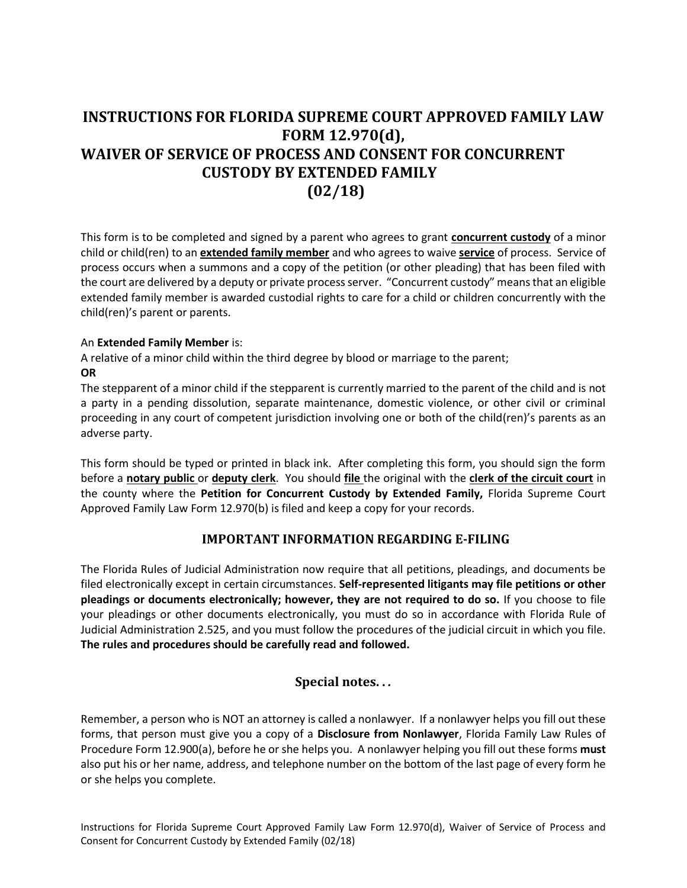# INSTRUCTIONS FOR FLORIDA SUPREME COURT APPROVED FAMILY LAW FORM 12.970(d), WAIVER OF SERVICE OF PROCESS AND CONSENT FOR CONCURRENT CUSTODY BY EXTENDED FAMILY (02/18)

This form is to be completed and signed by a parent who agrees to grant **concurrent custody** of a minor child or child(ren) to an **extended family member** and who agrees to waive **service** of process. Service of process occurs when a summons and a copy of the petition (or other pleading) that has been filed with the court are delivered by a deputy or private process server. "Concurrent custody" means that an eligible extended family member is awarded custodial rights to care for a child or children concurrently with the child(ren)'s parent or parents.

An **Extended Family Member** is:

A relative of a minor child within the third degree by blood or marriage to the parent;

**OR**

The stepparent of a minor child if the stepparent is currently married to the parent of the child and is not a party in a pending dissolution, separate maintenance, domestic violence, or other civil or criminal proceeding in any court of competent jurisdiction involving one or both of the child(ren)'s parents as an adverse party.

This form should be typed or printed in black ink. After completing this form, you should sign the form before a **notary public** or **deputy clerk**. You should **file** the original with the **clerk of the circuit court** in the county where the **Petition for Concurrent Custody by Extended Family,** Florida Supreme Court Approved Family Law Form 12.970(b) is filed and keep a copy for your records.

## IMPORTANT INFORMATION REGARDING E-FILING

The Florida Rules of Judicial Administration now require that all petitions, pleadings, and documents be filed electronically except in certain circumstances. **Self-represented litigants may file petitions or other pleadings or documents electronically; however, they are not required to do so.** If you choose to file your pleadings or other documents electronically, you must do so in accordance with Florida Rule of Judicial Administration 2.525, and you must follow the procedures of the judicial circuit in which you file. **The rules and procedures should be carefully read and followed.**

## Special notes. . .

Remember, a person who is NOT an attorney is called a nonlawyer. If a nonlawyer helps you fill out these forms, that person must give you a copy of a **Disclosure from Nonlawyer**, Florida Family Law Rules of Procedure Form 12.900(a), before he or she helps you. A nonlawyer helping you fill out these forms **must** also put his or her name, address, and telephone number on the bottom of the last page of every form he or she helps you complete.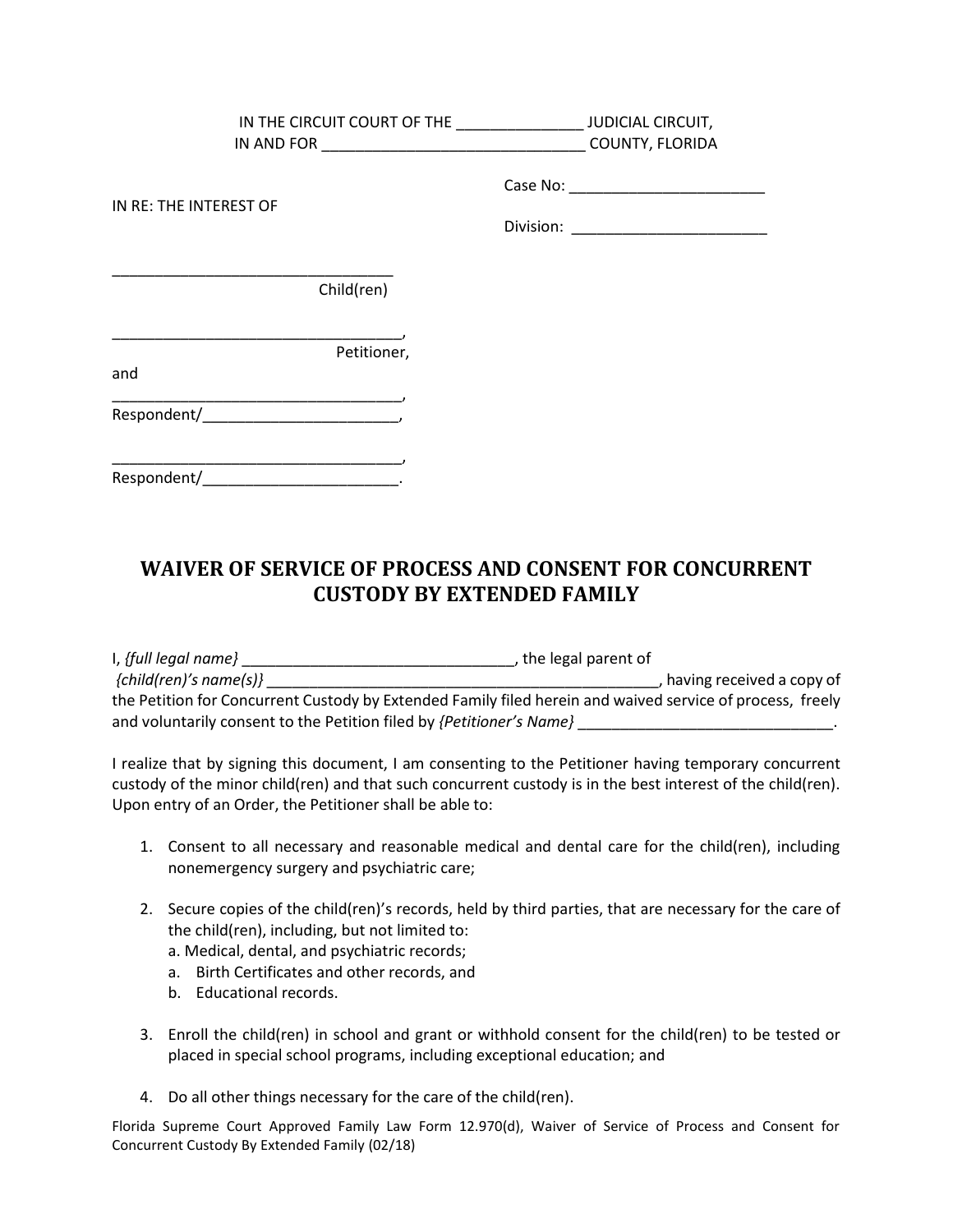IN THE CIRCUIT COURT OF THE _______________ JUDICIAL CIRCUIT,
IN AND FOR _______________________________ COUNTY, FLORIDA

Case No: _______________________

Division: _______________________

IN RE: THE INTEREST OF

_________________________________
Child(ren)

__________________________________,
Petitioner,

and

__________________________________,
Respondent/______________________,

__________________________________,
Respondent/______________________.

## WAIVER OF SERVICE OF PROCESS AND CONSENT FOR CONCURRENT CUSTODY BY EXTENDED FAMILY

I, *{full legal name}* ________________________________, the legal parent of *{child(ren)'s name(s)}* _______________________________________________, having received a copy of the Petition for Concurrent Custody by Extended Family filed herein and waived service of process, freely and voluntarily consent to the Petition filed by *{Petitioner's Name}* ______________________________.

I realize that by signing this document, I am consenting to the Petitioner having temporary concurrent custody of the minor child(ren) and that such concurrent custody is in the best interest of the child(ren). Upon entry of an Order, the Petitioner shall be able to:

1. Consent to all necessary and reasonable medical and dental care for the child(ren), including nonemergency surgery and psychiatric care;

2. Secure copies of the child(ren)'s records, held by third parties, that are necessary for the care of the child(ren), including, but not limited to:
   a. Medical, dental, and psychiatric records;
   a. Birth Certificates and other records, and
   b. Educational records.

3. Enroll the child(ren) in school and grant or withhold consent for the child(ren) to be tested or placed in special school programs, including exceptional education; and

4. Do all other things necessary for the care of the child(ren).

Florida Supreme Court Approved Family Law Form 12.970(d), Waiver of Service of Process and Consent for Concurrent Custody By Extended Family (02/18)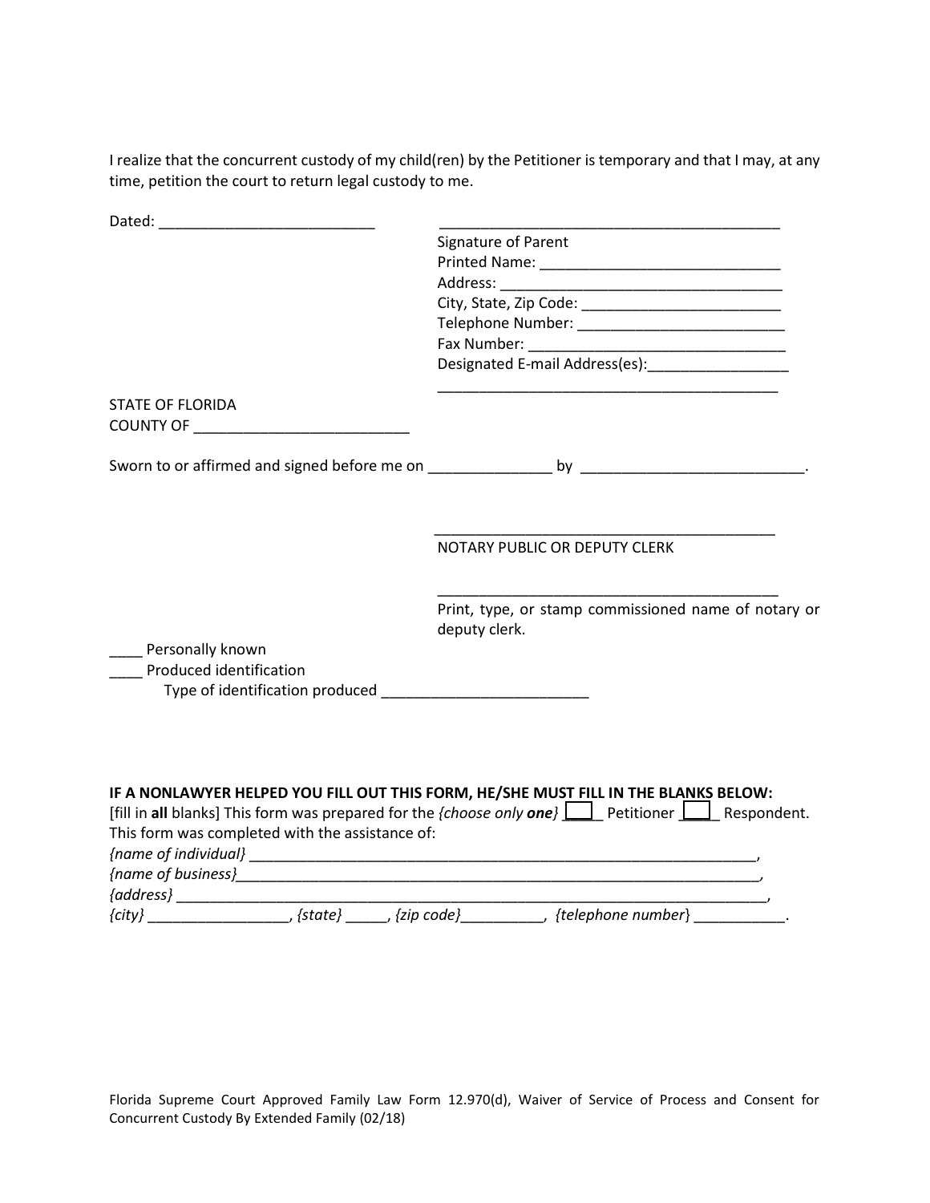I realize that the concurrent custody of my child(ren) by the Petitioner is temporary and that I may, at any time, petition the court to return legal custody to me.

Dated: ___________________________

___________________________________________
Signature of Parent
Printed Name: ______________________________
Address: __________________________________
City, State, Zip Code: ________________________
Telephone Number: _________________________
Fax Number: _______________________________
Designated E-mail Address(es):_________________
___________________________________________

STATE OF FLORIDA
COUNTY OF __________________________

Sworn to or affirmed and signed before me on _______________ by ___________________________.

___________________________________________
NOTARY PUBLIC OR DEPUTY CLERK

___________________________________________
Print, type, or stamp commissioned name of notary or deputy clerk.

____ Personally known
____ Produced identification
Type of identification produced _________________________

**IF A NONLAWYER HELPED YOU FILL OUT THIS FORM, HE/SHE MUST FILL IN THE BLANKS BELOW:**
[fill in **all** blanks] This form was prepared for the *{choose only **one**}* ☐ Petitioner ☐ Respondent.
This form was completed with the assistance of:
*{name of individual}* ______________________________________________________________,
*{name of business}*_______________________________________________________________,
*{address}* _______________________________________________________________________,
*{city}* _________________, *{state}* _____, *{zip code}*__________, *{telephone number}* ___________.

Florida Supreme Court Approved Family Law Form 12.970(d), Waiver of Service of Process and Consent for Concurrent Custody By Extended Family (02/18)